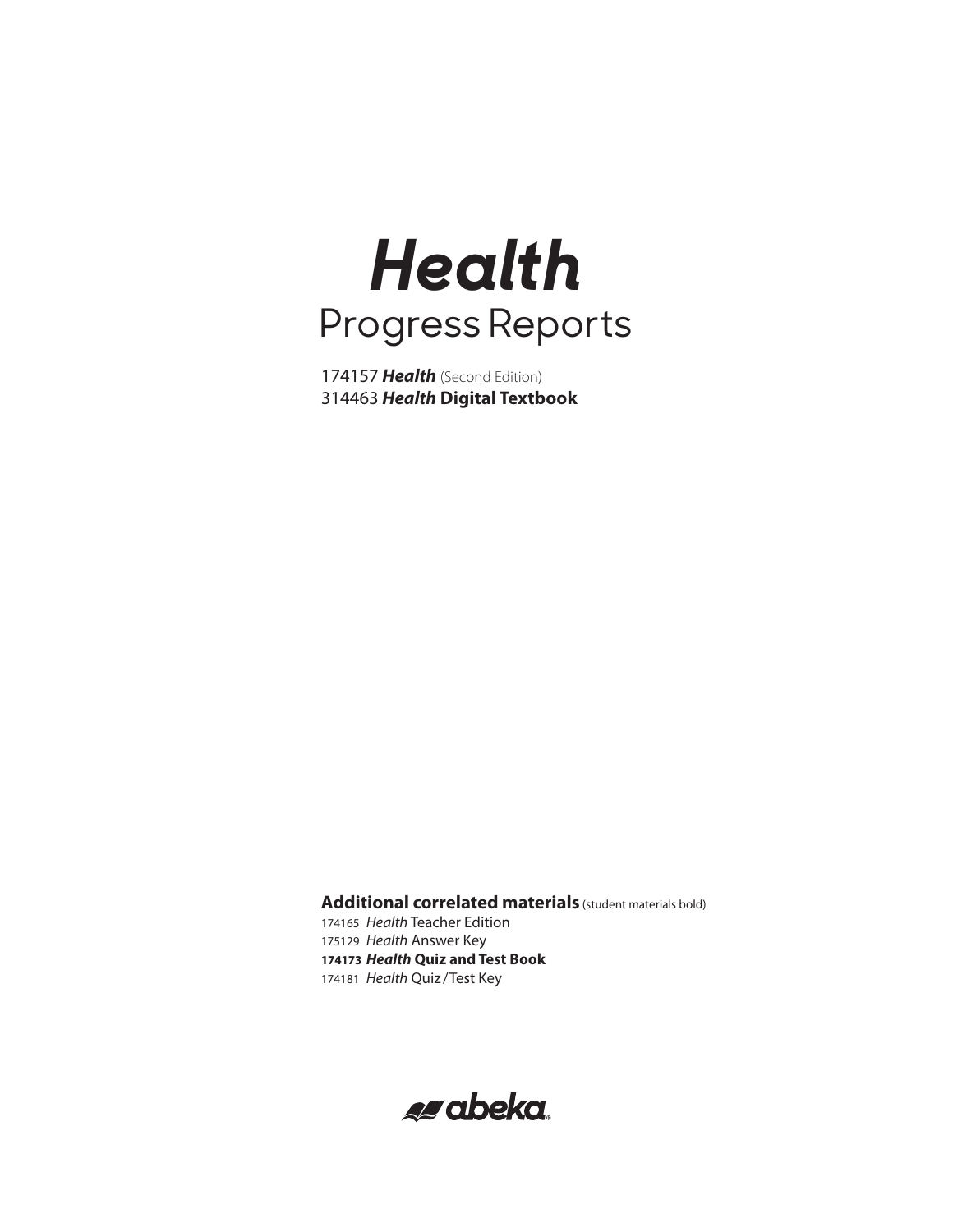# *Health*

## Progress Reports

174157 ***Health*** (Second Edition)
314463 ***Health* Digital Textbook**

**Additional correlated materials** (student materials bold)

174165 *Health* Teacher Edition
175129 *Health* Answer Key
**174173 *Health* Quiz and Test Book**
174181 *Health* Quiz/Test Key

abeka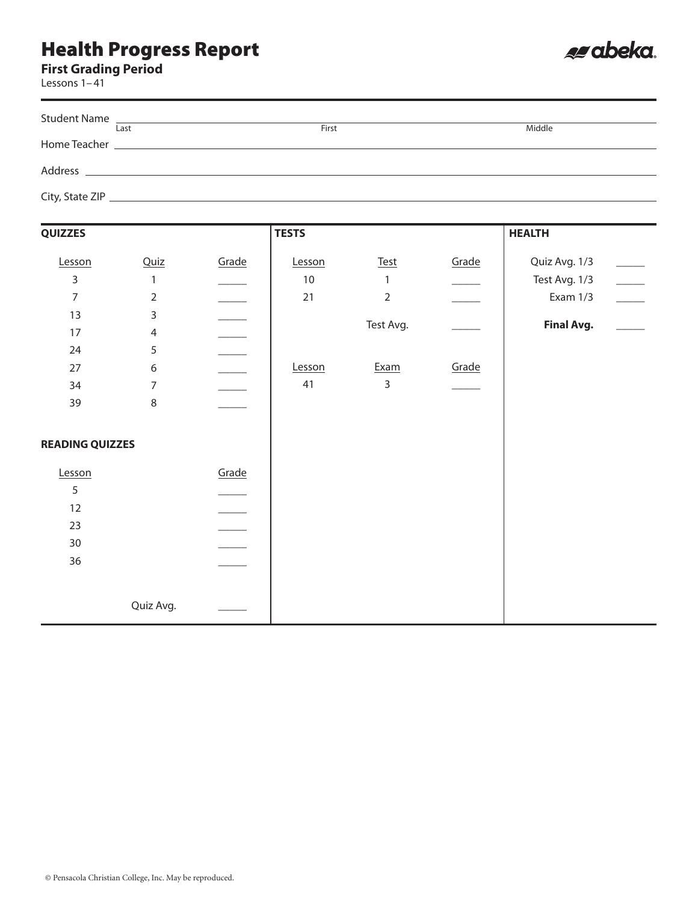# Health Progress Report

**First Grading Period**

Lessons 1–41

Student Name ______________________________________________
Last                    First                    Middle

Home Teacher ______________________________________________

Address ______________________________________________

City, State ZIP ______________________________________________

## QUIZZES

| Lesson | Quiz | Grade |
|---|---|---|
| 3 | 1 | _____ |
| 7 | 2 | _____ |
| 13 | 3 | _____ |
| 17 | 4 | _____ |
| 24 | 5 | _____ |
| 27 | 6 | _____ |
| 34 | 7 | _____ |
| 39 | 8 | _____ |

## READING QUIZZES

| Lesson | | Grade |
|---|---|---|
| 5 | | _____ |
| 12 | | _____ |
| 23 | | _____ |
| 30 | | _____ |
| 36 | | _____ |
| | Quiz Avg. | _____ |

## TESTS

| Lesson | Test | Grade |
|---|---|---|
| 10 | 1 | _____ |
| 21 | 2 | _____ |
| | Test Avg. | _____ |

| Lesson | Exam | Grade |
|---|---|---|
| 41 | 3 | _____ |

## HEALTH

| | |
|---|---|
| Quiz Avg. 1/3 | _____ |
| Test Avg. 1/3 | _____ |
| Exam 1/3 | _____ |
| **Final Avg.** | _____ |

© Pensacola Christian College, Inc. May be reproduced.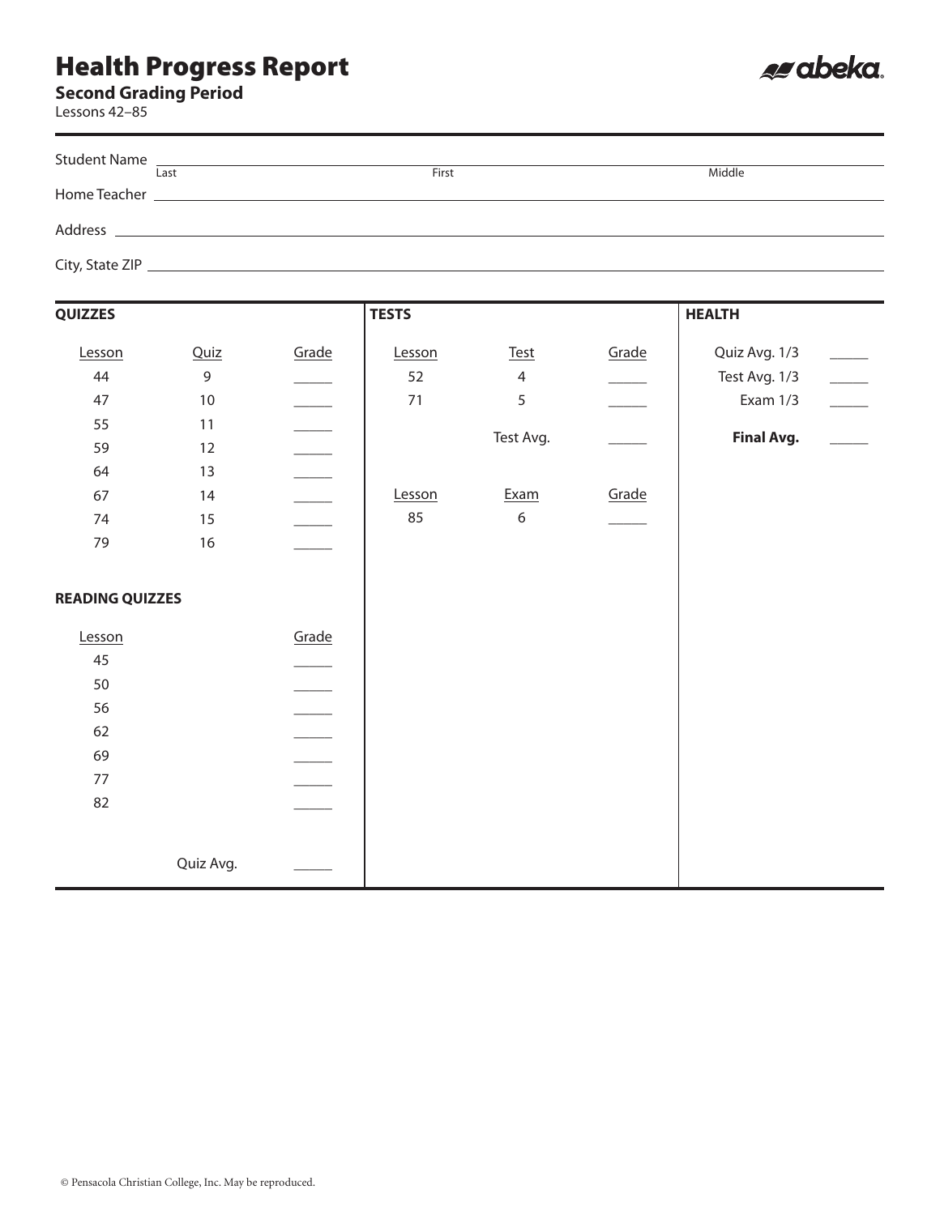# Health Progress Report

**Second Grading Period**

Lessons 42–85

abeka

Student Name ______________________________________________
Last First Middle

Home Teacher ______________________________________________

Address ______________________________________________

City, State ZIP ______________________________________________

## QUIZZES

| Lesson | Quiz | Grade |
|---|---|---|
| 44 | 9 | _____ |
| 47 | 10 | _____ |
| 55 | 11 | _____ |
| 59 | 12 | _____ |
| 64 | 13 | _____ |
| 67 | 14 | _____ |
| 74 | 15 | _____ |
| 79 | 16 | _____ |

## READING QUIZZES

| Lesson | | Grade |
|---|---|---|
| 45 | | _____ |
| 50 | | _____ |
| 56 | | _____ |
| 62 | | _____ |
| 69 | | _____ |
| 77 | | _____ |
| 82 | | _____ |
| | Quiz Avg. | _____ |

## TESTS

| Lesson | Test | Grade |
|---|---|---|
| 52 | 4 | _____ |
| 71 | 5 | _____ |
| | Test Avg. | _____ |

| Lesson | Exam | Grade |
|---|---|---|
| 85 | 6 | _____ |

## HEALTH

| | |
|---|---|
| Quiz Avg. 1/3 | _____ |
| Test Avg. 1/3 | _____ |
| Exam 1/3 | _____ |
| **Final Avg.** | _____ |

© Pensacola Christian College, Inc. May be reproduced.